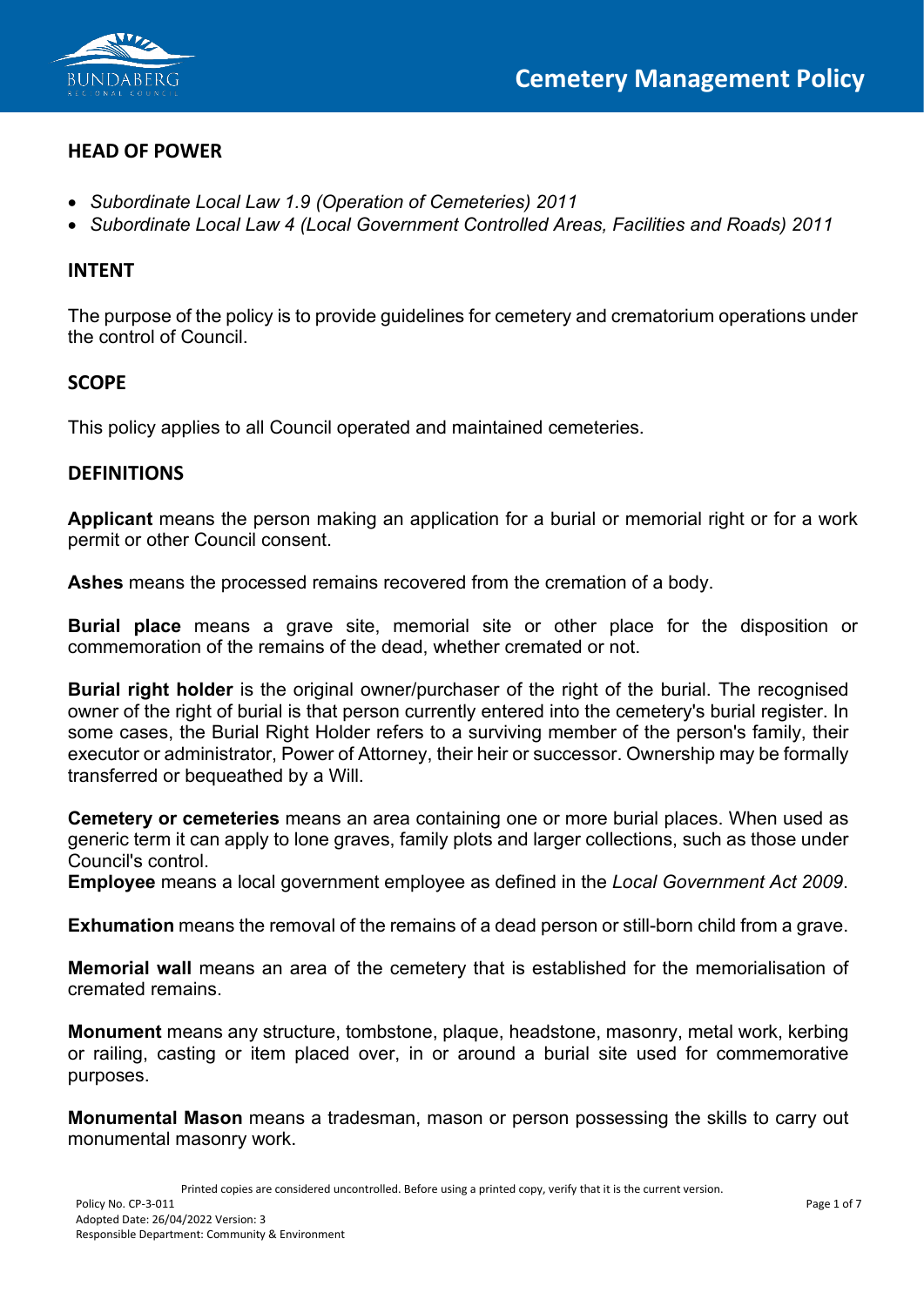# Cemetery Management Policy

## HEAD OF POWER

- *Subordinate Local Law 1.9 (Operation of Cemeteries) 2011*
- *Subordinate Local Law 4 (Local Government Controlled Areas, Facilities and Roads) 2011*

## INTENT

The purpose of the policy is to provide guidelines for cemetery and crematorium operations under the control of Council.

## SCOPE

This policy applies to all Council operated and maintained cemeteries.

## DEFINITIONS

**Applicant** means the person making an application for a burial or memorial right or for a work permit or other Council consent.

**Ashes** means the processed remains recovered from the cremation of a body.

**Burial place** means a grave site, memorial site or other place for the disposition or commemoration of the remains of the dead, whether cremated or not.

**Burial right holder** is the original owner/purchaser of the right of the burial. The recognised owner of the right of burial is that person currently entered into the cemetery's burial register. In some cases, the Burial Right Holder refers to a surviving member of the person's family, their executor or administrator, Power of Attorney, their heir or successor. Ownership may be formally transferred or bequeathed by a Will.

**Cemetery or cemeteries** means an area containing one or more burial places. When used as generic term it can apply to lone graves, family plots and larger collections, such as those under Council's control.

**Employee** means a local government employee as defined in the *Local Government Act 2009*.

**Exhumation** means the removal of the remains of a dead person or still-born child from a grave.

**Memorial wall** means an area of the cemetery that is established for the memorialisation of cremated remains.

**Monument** means any structure, tombstone, plaque, headstone, masonry, metal work, kerbing or railing, casting or item placed over, in or around a burial site used for commemorative purposes.

**Monumental Mason** means a tradesman, mason or person possessing the skills to carry out monumental masonry work.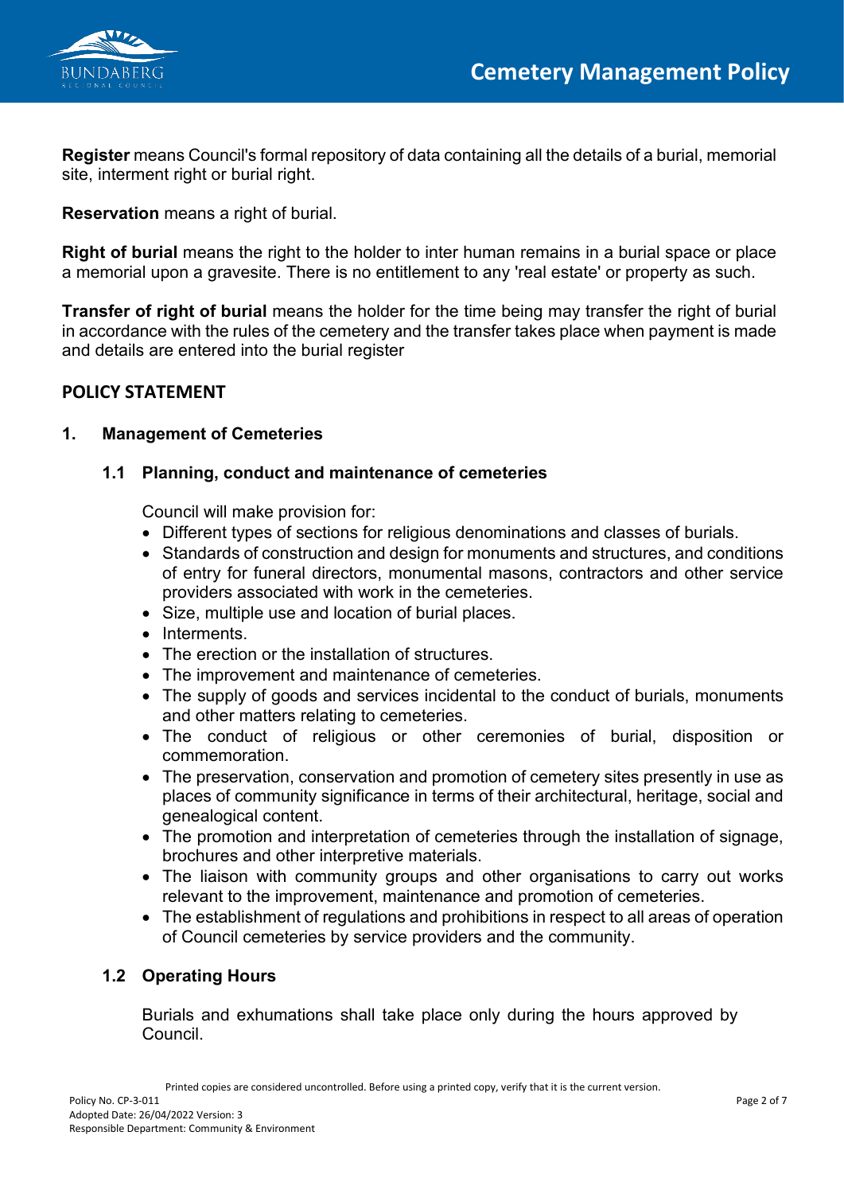**Register** means Council's formal repository of data containing all the details of a burial, memorial site, interment right or burial right.

**Reservation** means a right of burial.

**Right of burial** means the right to the holder to inter human remains in a burial space or place a memorial upon a gravesite. There is no entitlement to any 'real estate' or property as such.

**Transfer of right of burial** means the holder for the time being may transfer the right of burial in accordance with the rules of the cemetery and the transfer takes place when payment is made and details are entered into the burial register

## POLICY STATEMENT

### 1. Management of Cemeteries

#### 1.1 Planning, conduct and maintenance of cemeteries

Council will make provision for:

- Different types of sections for religious denominations and classes of burials.
- Standards of construction and design for monuments and structures, and conditions of entry for funeral directors, monumental masons, contractors and other service providers associated with work in the cemeteries.
- Size, multiple use and location of burial places.
- Interments.
- The erection or the installation of structures.
- The improvement and maintenance of cemeteries.
- The supply of goods and services incidental to the conduct of burials, monuments and other matters relating to cemeteries.
- The conduct of religious or other ceremonies of burial, disposition or commemoration.
- The preservation, conservation and promotion of cemetery sites presently in use as places of community significance in terms of their architectural, heritage, social and genealogical content.
- The promotion and interpretation of cemeteries through the installation of signage, brochures and other interpretive materials.
- The liaison with community groups and other organisations to carry out works relevant to the improvement, maintenance and promotion of cemeteries.
- The establishment of regulations and prohibitions in respect to all areas of operation of Council cemeteries by service providers and the community.

#### 1.2 Operating Hours

Burials and exhumations shall take place only during the hours approved by Council.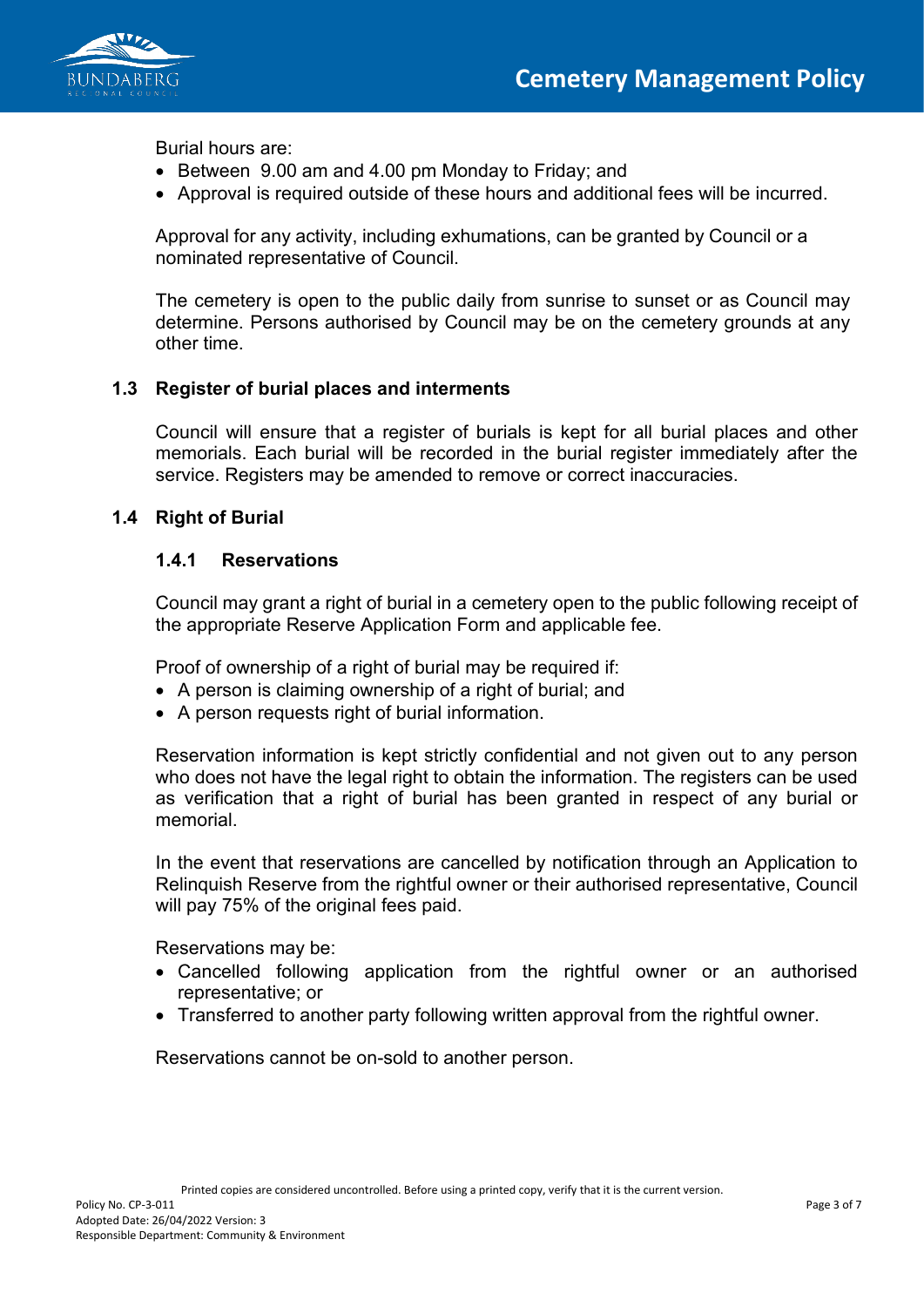Burial hours are:

- Between 9.00 am and 4.00 pm Monday to Friday; and
- Approval is required outside of these hours and additional fees will be incurred.

Approval for any activity, including exhumations, can be granted by Council or a nominated representative of Council.

The cemetery is open to the public daily from sunrise to sunset or as Council may determine. Persons authorised by Council may be on the cemetery grounds at any other time.

## 1.3 Register of burial places and interments

Council will ensure that a register of burials is kept for all burial places and other memorials. Each burial will be recorded in the burial register immediately after the service. Registers may be amended to remove or correct inaccuracies.

## 1.4 Right of Burial

### 1.4.1 Reservations

Council may grant a right of burial in a cemetery open to the public following receipt of the appropriate Reserve Application Form and applicable fee.

Proof of ownership of a right of burial may be required if:

- A person is claiming ownership of a right of burial; and
- A person requests right of burial information.

Reservation information is kept strictly confidential and not given out to any person who does not have the legal right to obtain the information. The registers can be used as verification that a right of burial has been granted in respect of any burial or memorial.

In the event that reservations are cancelled by notification through an Application to Relinquish Reserve from the rightful owner or their authorised representative, Council will pay 75% of the original fees paid.

Reservations may be:

- Cancelled following application from the rightful owner or an authorised representative; or
- Transferred to another party following written approval from the rightful owner.

Reservations cannot be on-sold to another person.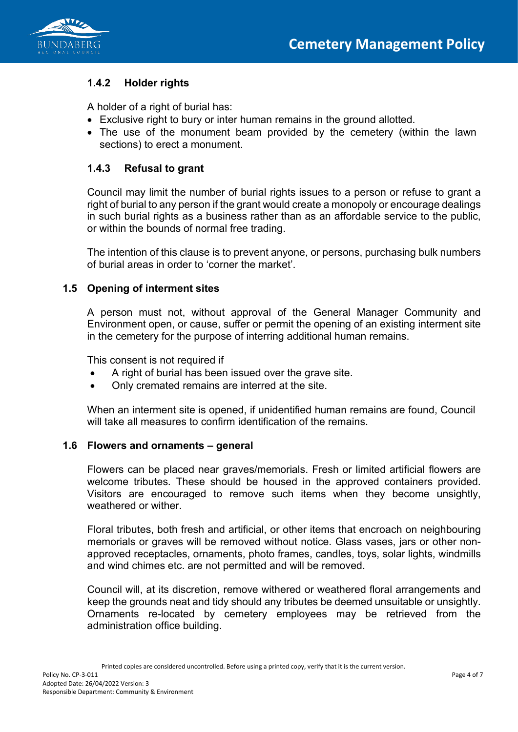### 1.4.2 Holder rights

A holder of a right of burial has:

- Exclusive right to bury or inter human remains in the ground allotted.
- The use of the monument beam provided by the cemetery (within the lawn sections) to erect a monument.

### 1.4.3 Refusal to grant

Council may limit the number of burial rights issues to a person or refuse to grant a right of burial to any person if the grant would create a monopoly or encourage dealings in such burial rights as a business rather than as an affordable service to the public, or within the bounds of normal free trading.

The intention of this clause is to prevent anyone, or persons, purchasing bulk numbers of burial areas in order to 'corner the market'.

## 1.5 Opening of interment sites

A person must not, without approval of the General Manager Community and Environment open, or cause, suffer or permit the opening of an existing interment site in the cemetery for the purpose of interring additional human remains.

This consent is not required if

- A right of burial has been issued over the grave site.
- Only cremated remains are interred at the site.

When an interment site is opened, if unidentified human remains are found, Council will take all measures to confirm identification of the remains.

## 1.6 Flowers and ornaments – general

Flowers can be placed near graves/memorials. Fresh or limited artificial flowers are welcome tributes. These should be housed in the approved containers provided. Visitors are encouraged to remove such items when they become unsightly, weathered or wither.

Floral tributes, both fresh and artificial, or other items that encroach on neighbouring memorials or graves will be removed without notice. Glass vases, jars or other non-approved receptacles, ornaments, photo frames, candles, toys, solar lights, windmills and wind chimes etc. are not permitted and will be removed.

Council will, at its discretion, remove withered or weathered floral arrangements and keep the grounds neat and tidy should any tributes be deemed unsuitable or unsightly. Ornaments re-located by cemetery employees may be retrieved from the administration office building.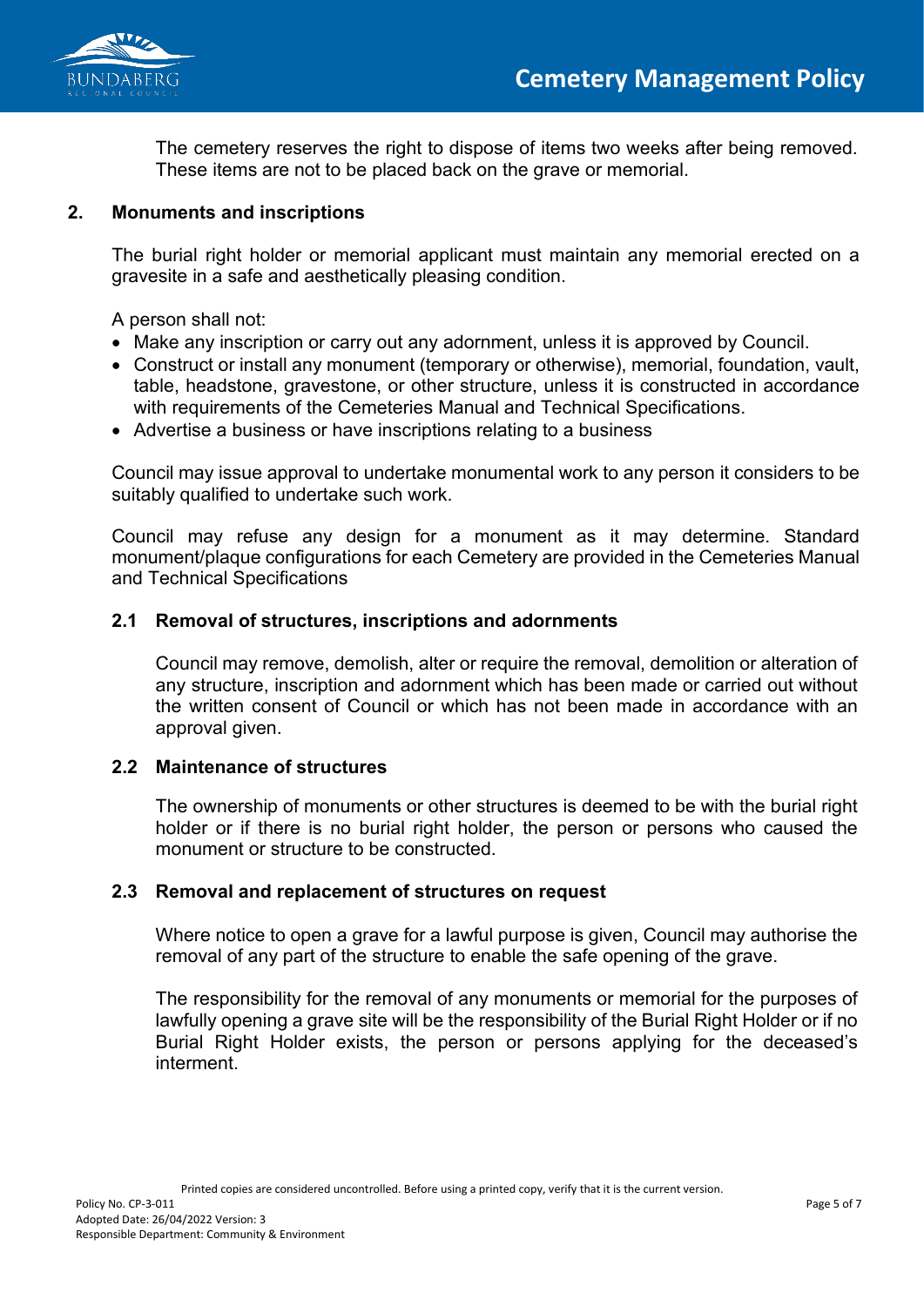The cemetery reserves the right to dispose of items two weeks after being removed. These items are not to be placed back on the grave or memorial.

## 2. Monuments and inscriptions

The burial right holder or memorial applicant must maintain any memorial erected on a gravesite in a safe and aesthetically pleasing condition.

A person shall not:

- Make any inscription or carry out any adornment, unless it is approved by Council.
- Construct or install any monument (temporary or otherwise), memorial, foundation, vault, table, headstone, gravestone, or other structure, unless it is constructed in accordance with requirements of the Cemeteries Manual and Technical Specifications.
- Advertise a business or have inscriptions relating to a business

Council may issue approval to undertake monumental work to any person it considers to be suitably qualified to undertake such work.

Council may refuse any design for a monument as it may determine. Standard monument/plaque configurations for each Cemetery are provided in the Cemeteries Manual and Technical Specifications

### 2.1 Removal of structures, inscriptions and adornments

Council may remove, demolish, alter or require the removal, demolition or alteration of any structure, inscription and adornment which has been made or carried out without the written consent of Council or which has not been made in accordance with an approval given.

### 2.2 Maintenance of structures

The ownership of monuments or other structures is deemed to be with the burial right holder or if there is no burial right holder, the person or persons who caused the monument or structure to be constructed.

### 2.3 Removal and replacement of structures on request

Where notice to open a grave for a lawful purpose is given, Council may authorise the removal of any part of the structure to enable the safe opening of the grave.

The responsibility for the removal of any monuments or memorial for the purposes of lawfully opening a grave site will be the responsibility of the Burial Right Holder or if no Burial Right Holder exists, the person or persons applying for the deceased's interment.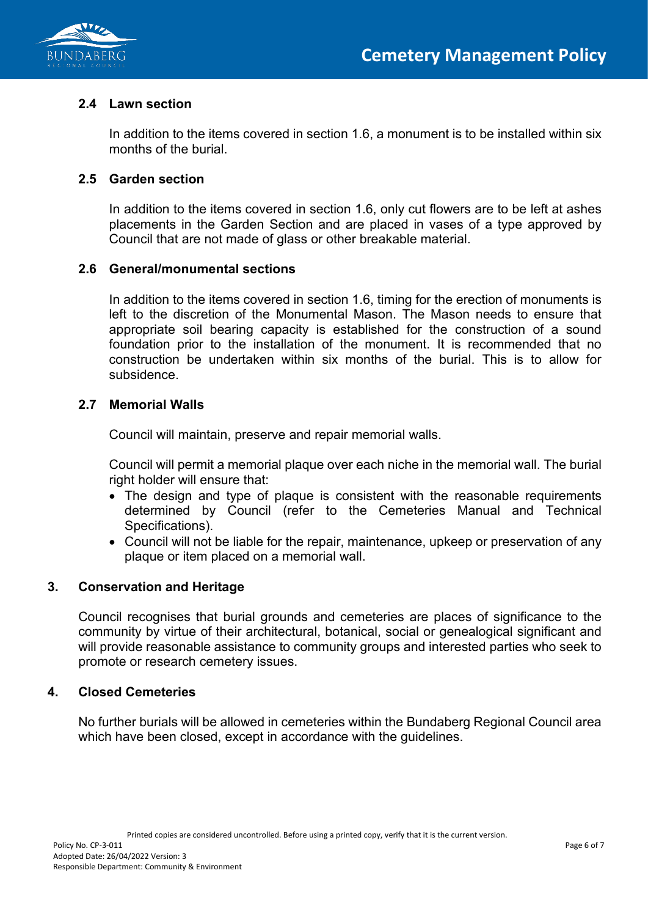### 2.4 Lawn section

In addition to the items covered in section 1.6, a monument is to be installed within six months of the burial.

### 2.5 Garden section

In addition to the items covered in section 1.6, only cut flowers are to be left at ashes placements in the Garden Section and are placed in vases of a type approved by Council that are not made of glass or other breakable material.

### 2.6 General/monumental sections

In addition to the items covered in section 1.6, timing for the erection of monuments is left to the discretion of the Monumental Mason. The Mason needs to ensure that appropriate soil bearing capacity is established for the construction of a sound foundation prior to the installation of the monument. It is recommended that no construction be undertaken within six months of the burial. This is to allow for subsidence.

### 2.7 Memorial Walls

Council will maintain, preserve and repair memorial walls.

Council will permit a memorial plaque over each niche in the memorial wall. The burial right holder will ensure that:

- The design and type of plaque is consistent with the reasonable requirements determined by Council (refer to the Cemeteries Manual and Technical Specifications).
- Council will not be liable for the repair, maintenance, upkeep or preservation of any plaque or item placed on a memorial wall.

## 3. Conservation and Heritage

Council recognises that burial grounds and cemeteries are places of significance to the community by virtue of their architectural, botanical, social or genealogical significant and will provide reasonable assistance to community groups and interested parties who seek to promote or research cemetery issues.

## 4. Closed Cemeteries

No further burials will be allowed in cemeteries within the Bundaberg Regional Council area which have been closed, except in accordance with the guidelines.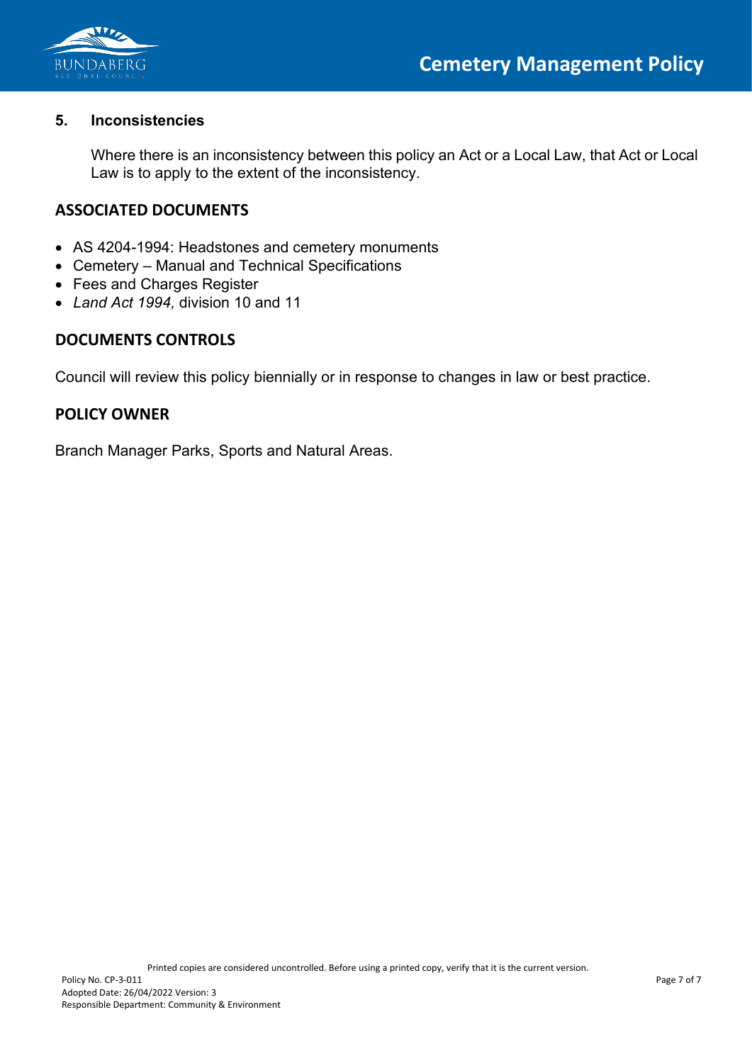### 5. Inconsistencies

Where there is an inconsistency between this policy an Act or a Local Law, that Act or Local Law is to apply to the extent of the inconsistency.

## ASSOCIATED DOCUMENTS

- AS 4204-1994: Headstones and cemetery monuments
- Cemetery – Manual and Technical Specifications
- Fees and Charges Register
- *Land Act 1994,* division 10 and 11

## DOCUMENTS CONTROLS

Council will review this policy biennially or in response to changes in law or best practice.

## POLICY OWNER

Branch Manager Parks, Sports and Natural Areas.